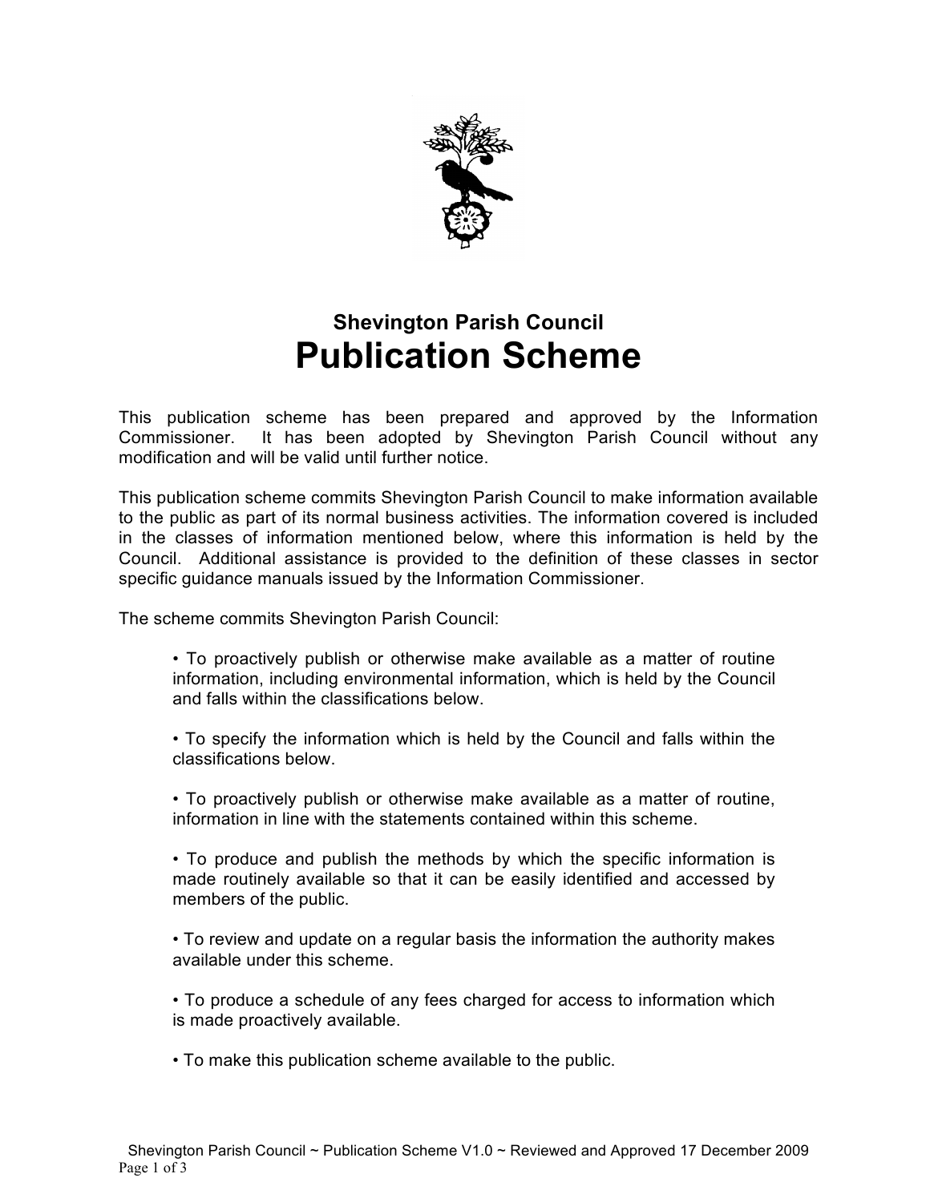## Shevington Parish Council

# Publication Scheme

This publication scheme has been prepared and approved by the Information Commissioner. It has been adopted by Shevington Parish Council without any modification and will be valid until further notice.

This publication scheme commits Shevington Parish Council to make information available to the public as part of its normal business activities. The information covered is included in the classes of information mentioned below, where this information is held by the Council. Additional assistance is provided to the definition of these classes in sector specific guidance manuals issued by the Information Commissioner.

The scheme commits Shevington Parish Council:

- To proactively publish or otherwise make available as a matter of routine information, including environmental information, which is held by the Council and falls within the classifications below.
- To specify the information which is held by the Council and falls within the classifications below.
- To proactively publish or otherwise make available as a matter of routine, information in line with the statements contained within this scheme.
- To produce and publish the methods by which the specific information is made routinely available so that it can be easily identified and accessed by members of the public.
- To review and update on a regular basis the information the authority makes available under this scheme.
- To produce a schedule of any fees charged for access to information which is made proactively available.
- To make this publication scheme available to the public.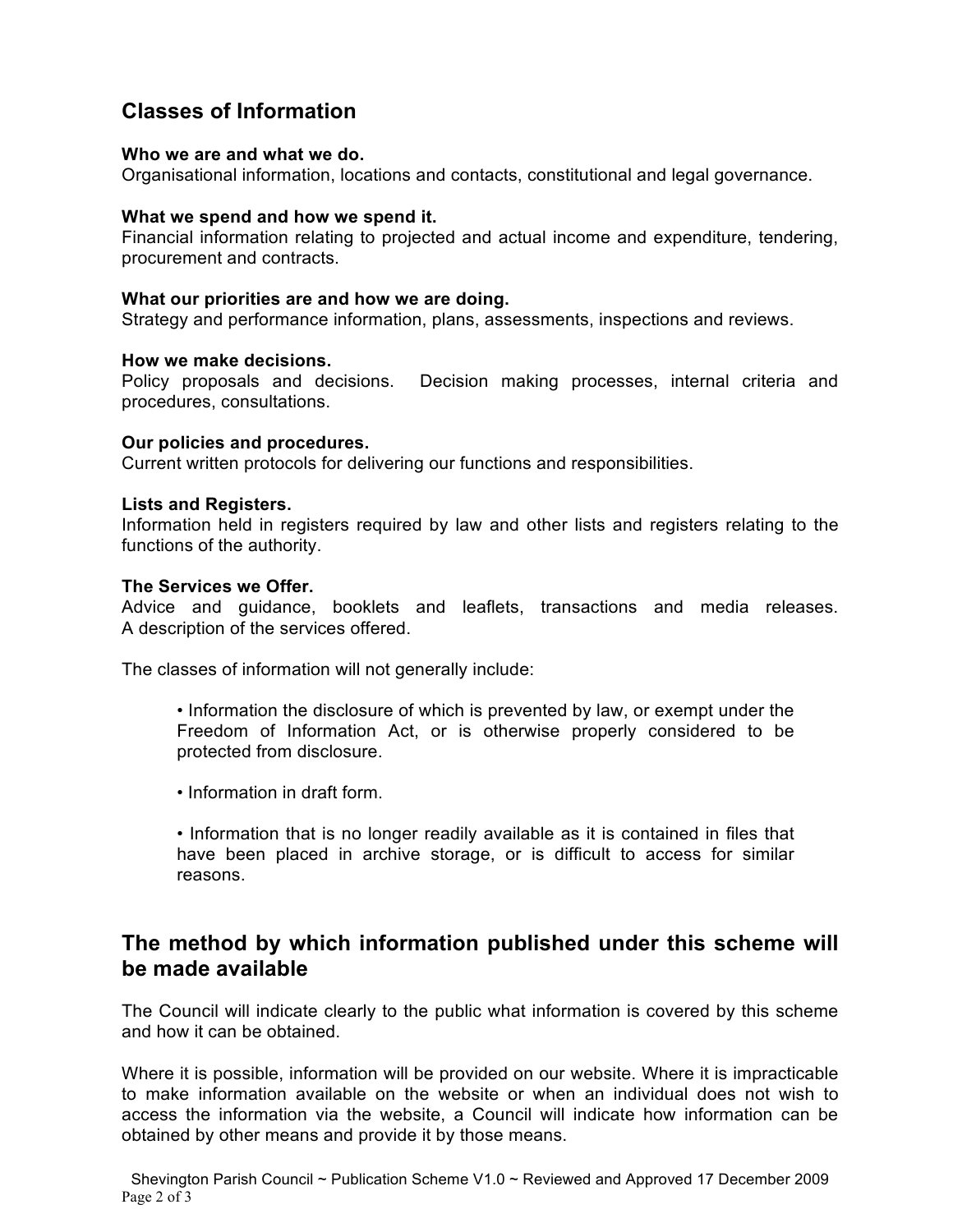## Classes of Information

**Who we are and what we do.**
Organisational information, locations and contacts, constitutional and legal governance.

**What we spend and how we spend it.**
Financial information relating to projected and actual income and expenditure, tendering, procurement and contracts.

**What our priorities are and how we are doing.**
Strategy and performance information, plans, assessments, inspections and reviews.

**How we make decisions.**
Policy proposals and decisions. Decision making processes, internal criteria and procedures, consultations.

**Our policies and procedures.**
Current written protocols for delivering our functions and responsibilities.

**Lists and Registers.**
Information held in registers required by law and other lists and registers relating to the functions of the authority.

**The Services we Offer.**
Advice and guidance, booklets and leaflets, transactions and media releases. A description of the services offered.

The classes of information will not generally include:

- Information the disclosure of which is prevented by law, or exempt under the Freedom of Information Act, or is otherwise properly considered to be protected from disclosure.

- Information in draft form.

- Information that is no longer readily available as it is contained in files that have been placed in archive storage, or is difficult to access for similar reasons.

## The method by which information published under this scheme will be made available

The Council will indicate clearly to the public what information is covered by this scheme and how it can be obtained.

Where it is possible, information will be provided on our website. Where it is impracticable to make information available on the website or when an individual does not wish to access the information via the website, a Council will indicate how information can be obtained by other means and provide it by those means.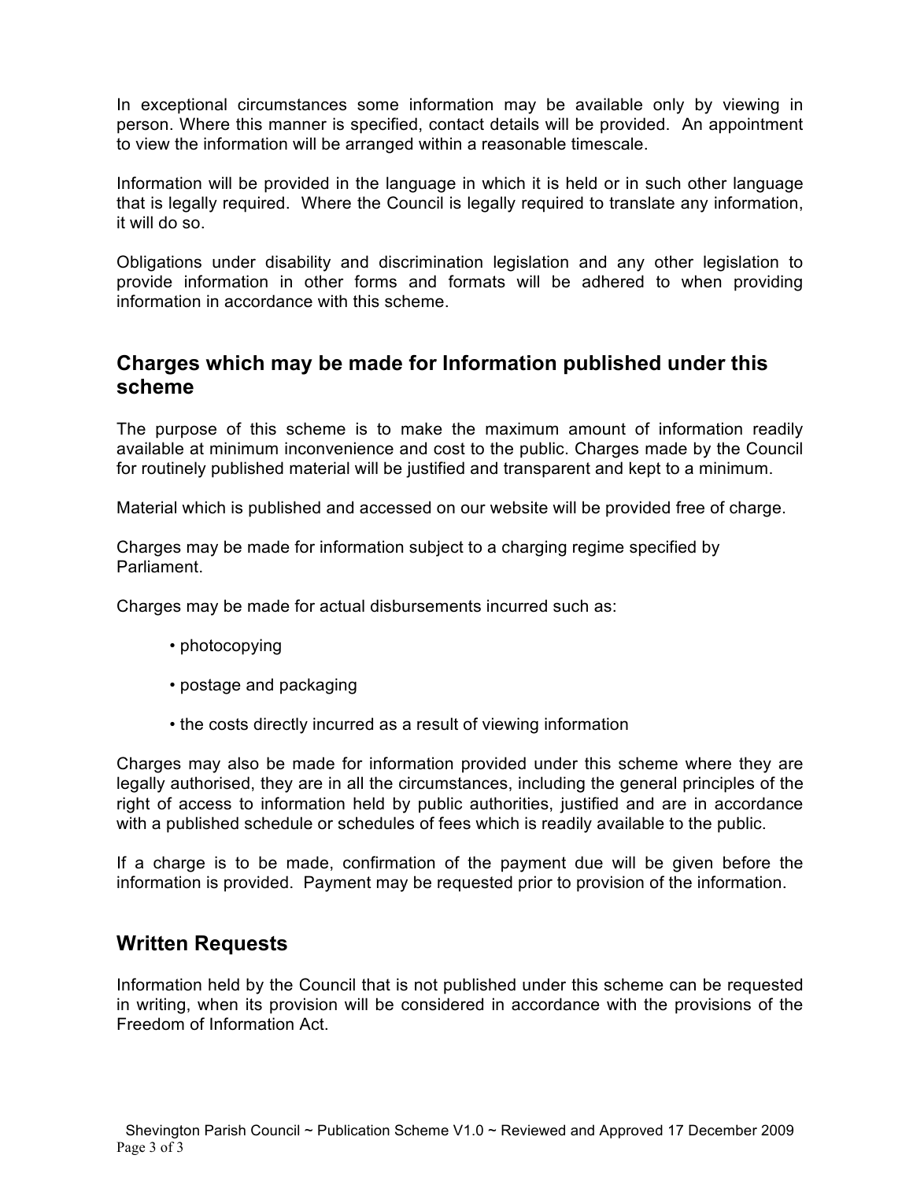In exceptional circumstances some information may be available only by viewing in person. Where this manner is specified, contact details will be provided. An appointment to view the information will be arranged within a reasonable timescale.

Information will be provided in the language in which it is held or in such other language that is legally required. Where the Council is legally required to translate any information, it will do so.

Obligations under disability and discrimination legislation and any other legislation to provide information in other forms and formats will be adhered to when providing information in accordance with this scheme.

## Charges which may be made for Information published under this scheme

The purpose of this scheme is to make the maximum amount of information readily available at minimum inconvenience and cost to the public. Charges made by the Council for routinely published material will be justified and transparent and kept to a minimum.

Material which is published and accessed on our website will be provided free of charge.

Charges may be made for information subject to a charging regime specified by Parliament.

Charges may be made for actual disbursements incurred such as:

- photocopying
- postage and packaging
- the costs directly incurred as a result of viewing information

Charges may also be made for information provided under this scheme where they are legally authorised, they are in all the circumstances, including the general principles of the right of access to information held by public authorities, justified and are in accordance with a published schedule or schedules of fees which is readily available to the public.

If a charge is to be made, confirmation of the payment due will be given before the information is provided. Payment may be requested prior to provision of the information.

## Written Requests

Information held by the Council that is not published under this scheme can be requested in writing, when its provision will be considered in accordance with the provisions of the Freedom of Information Act.